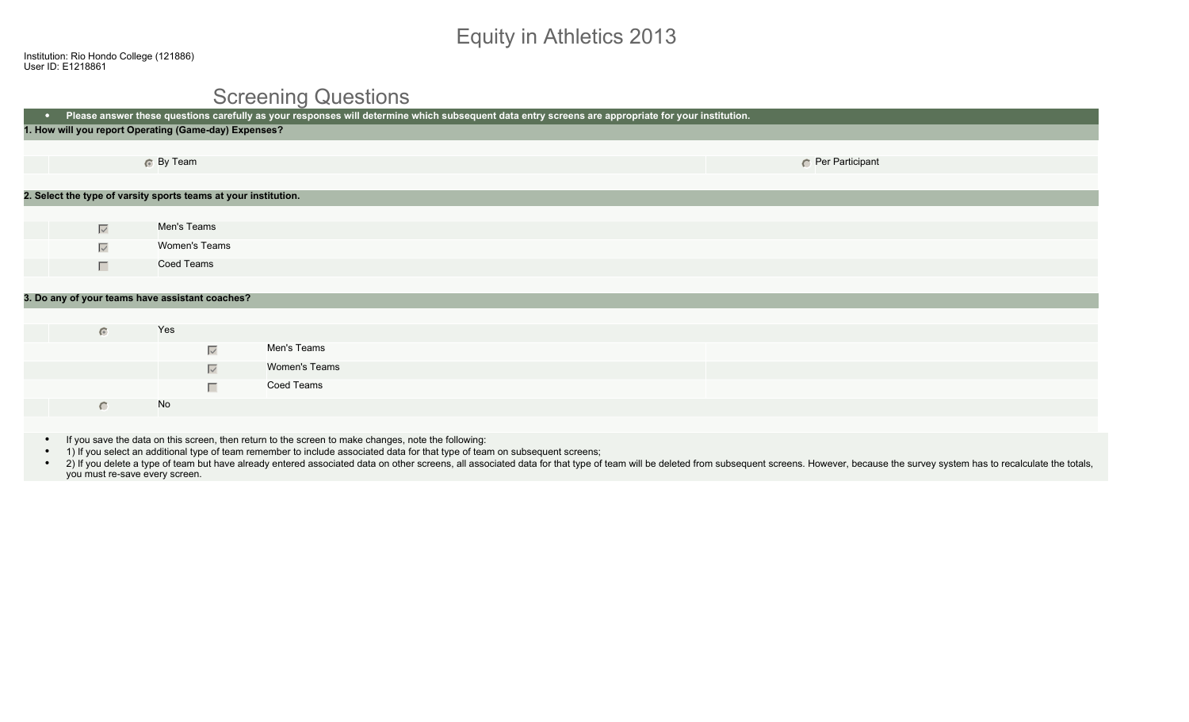# Equity in Athletics 2013

Institution: Rio Hondo College (121886)
User ID: E1218861

## Screening Questions

- **Please answer these questions carefully as your responses will determine which subsequent data entry screens are appropriate for your institution.**

**1. How will you report Operating (Game-day) Expenses?**

- (selected) By Team
- ( ) Per Participant

**2. Select the type of varsity sports teams at your institution.**

- [x] Men's Teams
- [x] Women's Teams
- [ ] Coed Teams

**3. Do any of your teams have assistant coaches?**

- (selected) Yes
  - [x] Men's Teams
  - [x] Women's Teams
  - [ ] Coed Teams
- ( ) No

- If you save the data on this screen, then return to the screen to make changes, note the following:
- 1) If you select an additional type of team remember to include associated data for that type of team on subsequent screens;
- 2) If you delete a type of team but have already entered associated data on other screens, all associated data for that type of team will be deleted from subsequent screens. However, because the survey system has to recalculate the totals, you must re-save every screen.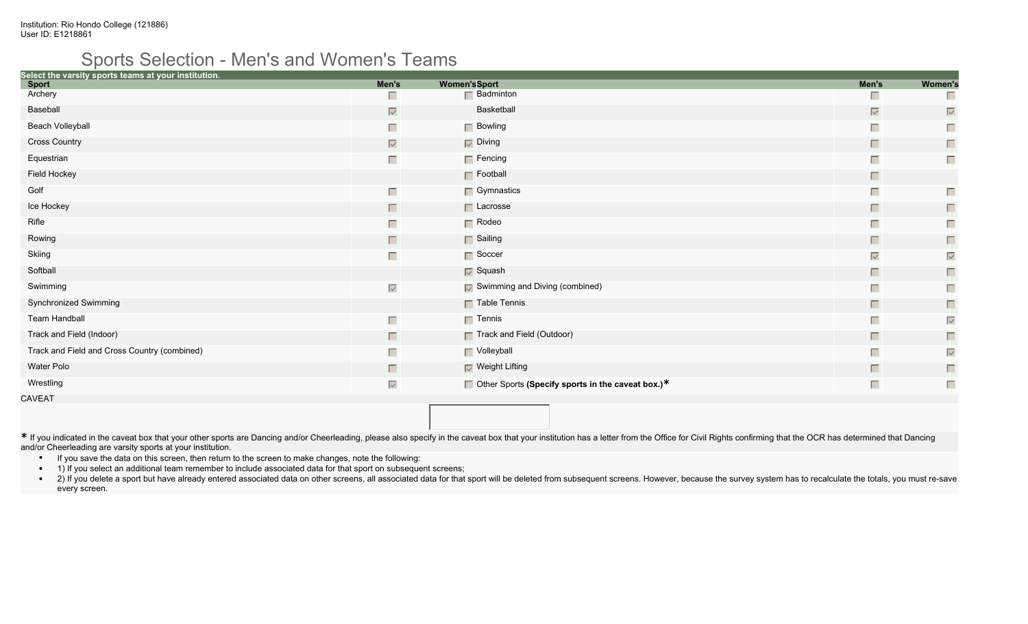Institution: Rio Hondo College (121886)
User ID: E1218861

# Sports Selection - Men's and Women's Teams

Select the varsity sports teams at your institution.

| Sport | Men's | Women's | Sport | Men's | Women's |
|---|---|---|---|---|---|
| Archery | ☐ | ☐ | Badminton | ☐ | ☐ |
| Baseball | ☑ | | Basketball | ☑ | ☑ |
| Beach Volleyball | ☐ | ☐ | Bowling | ☐ | ☐ |
| Cross Country | ☑ | ☑ | Diving | ☐ | ☐ |
| Equestrian | ☐ | ☐ | Fencing | ☐ | ☐ |
| Field Hockey | | ☐ | Football | ☐ | |
| Golf | ☐ | ☐ | Gymnastics | ☐ | ☐ |
| Ice Hockey | ☐ | ☐ | Lacrosse | ☐ | ☐ |
| Rifle | ☐ | ☐ | Rodeo | ☐ | ☐ |
| Rowing | ☐ | ☐ | Sailing | ☐ | ☐ |
| Skiing | ☐ | ☐ | Soccer | ☑ | ☑ |
| Softball | | ☑ | Squash | ☐ | ☐ |
| Swimming | ☑ | ☑ | Swimming and Diving (combined) | ☐ | ☐ |
| Synchronized Swimming | | ☐ | Table Tennis | ☐ | ☐ |
| Team Handball | ☐ | ☐ | Tennis | ☐ | ☑ |
| Track and Field (Indoor) | ☐ | ☐ | Track and Field (Outdoor) | ☐ | ☐ |
| Track and Field and Cross Country (combined) | ☐ | ☐ | Volleyball | ☐ | ☑ |
| Water Polo | ☐ | ☑ | Weight Lifting | ☐ | ☐ |
| Wrestling | ☑ | ☐ | Other Sports **(Specify sports in the caveat box.)*** | ☐ | ☐ |

CAVEAT

\* If you indicated in the caveat box that your other sports are Dancing and/or Cheerleading, please also specify in the caveat box that your institution has a letter from the Office for Civil Rights confirming that the OCR has determined that Dancing and/or Cheerleading are varsity sports at your institution.

- If you save the data on this screen, then return to the screen to make changes, note the following:
- 1) If you select an additional team remember to include associated data for that sport on subsequent screens;
- 2) If you delete a sport but have already entered associated data on other screens, all associated data for that sport will be deleted from subsequent screens. However, because the survey system has to recalculate the totals, you must re-save every screen.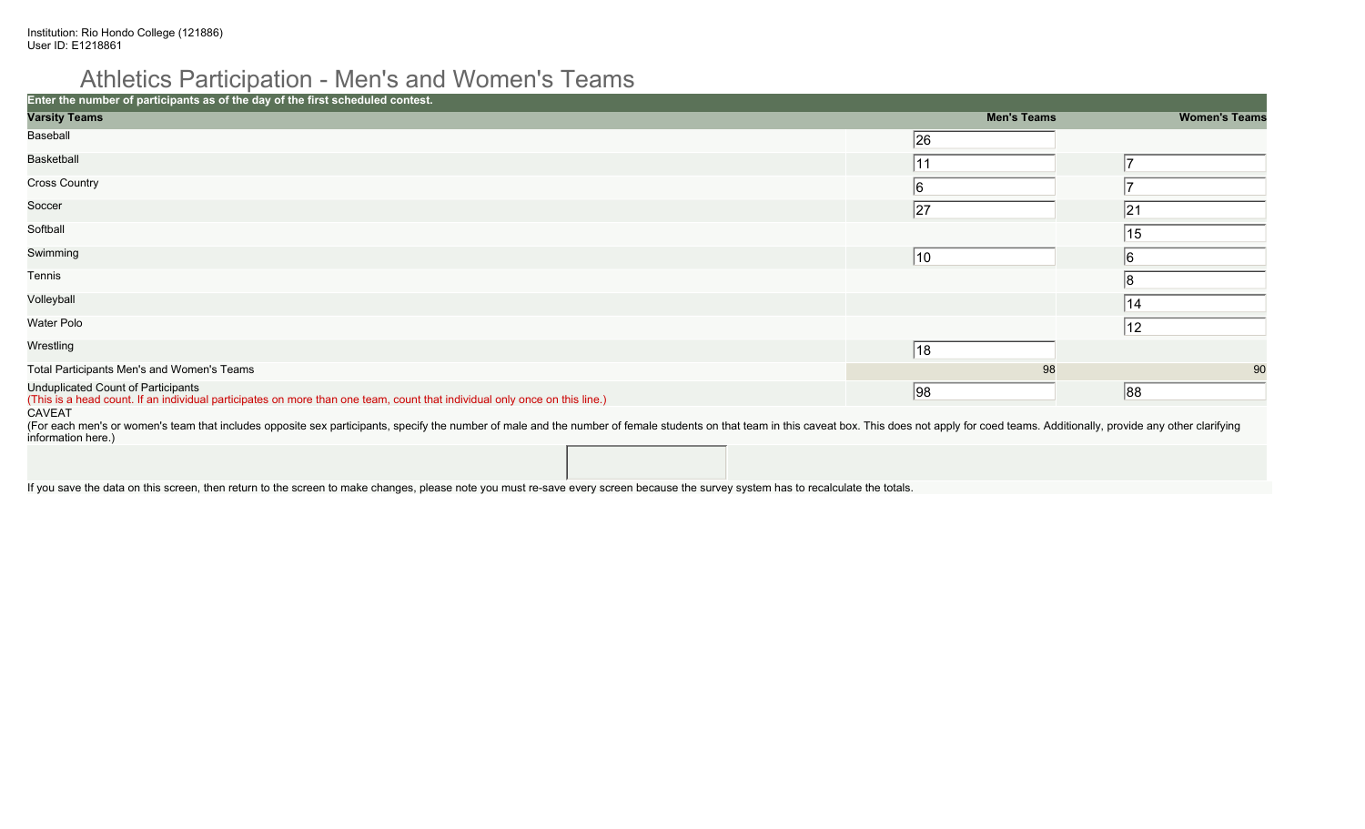Institution: Rio Hondo College (121886)
User ID: E1218861

# Athletics Participation - Men's and Women's Teams

**Enter the number of participants as of the day of the first scheduled contest.**

| Varsity Teams | Men's Teams | Women's Teams |
|---|---|---|
| Baseball | 26 | |
| Basketball | 11 | 7 |
| Cross Country | 6 | 7 |
| Soccer | 27 | 21 |
| Softball | | 15 |
| Swimming | 10 | 6 |
| Tennis | | 8 |
| Volleyball | | 14 |
| Water Polo | | 12 |
| Wrestling | 18 | |
| Total Participants Men's and Women's Teams | 98 | 90 |
| Unduplicated Count of Participants (This is a head count. If an individual participates on more than one team, count that individual only once on this line.) | 98 | 88 |

CAVEAT
(For each men's or women's team that includes opposite sex participants, specify the number of male and the number of female students on that team in this caveat box. This does not apply for coed teams. Additionally, provide any other clarifying information here.)

If you save the data on this screen, then return to the screen to make changes, please note you must re-save every screen because the survey system has to recalculate the totals.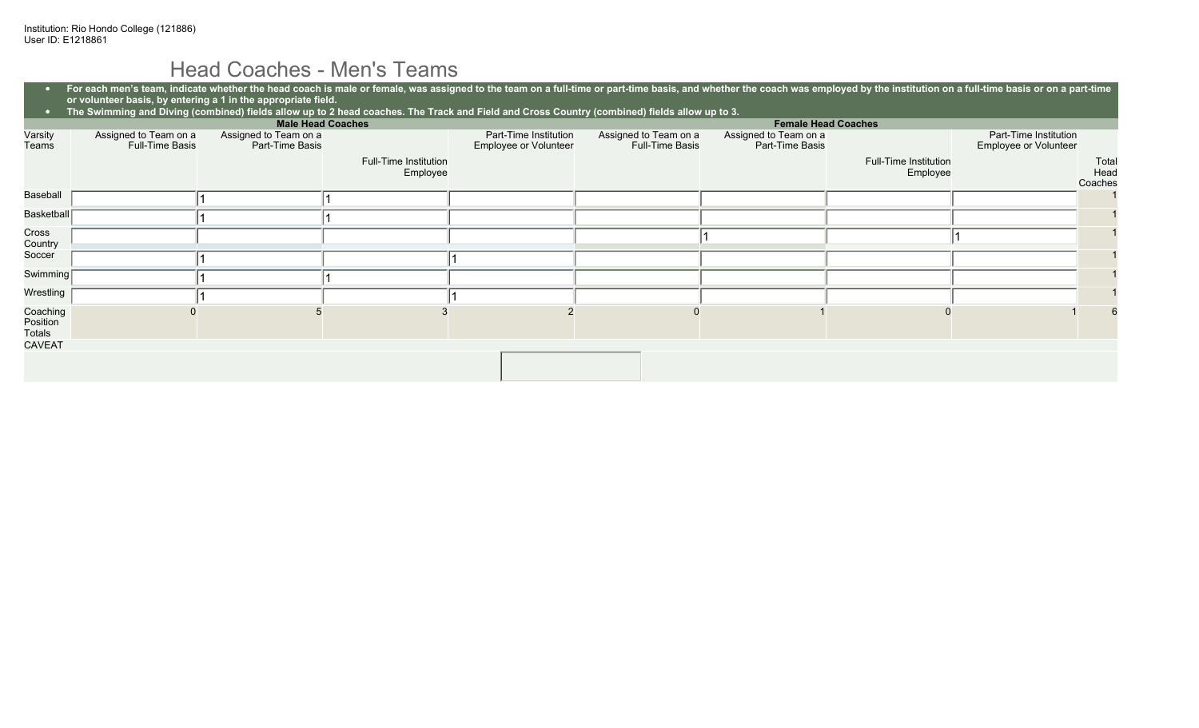Institution: Rio Hondo College (121886)
User ID: E1218861

# Head Coaches - Men's Teams

- **For each men's team, indicate whether the head coach is male or female, was assigned to the team on a full-time or part-time basis, and whether the coach was employed by the institution on a full-time basis or on a part-time or volunteer basis, by entering a 1 in the appropriate field.**
- **The Swimming and Diving (combined) fields allow up to 2 head coaches. The Track and Field and Cross Country (combined) fields allow up to 3.**

| | Male Head Coaches | | | | Female Head Coaches | | | | |
|---|---|---|---|---|---|---|---|---|---|
| Varsity Teams | Assigned to Team on a Full-Time Basis | Assigned to Team on a Part-Time Basis | Full-Time Institution Employee | Part-Time Institution Employee or Volunteer | Assigned to Team on a Full-Time Basis | Assigned to Team on a Part-Time Basis | Full-Time Institution Employee | Part-Time Institution Employee or Volunteer | Total Head Coaches |
| Baseball | | 1 | 1 | | | | | | 1 |
| Basketball | | 1 | 1 | | | | | | 1 |
| Cross Country | | | | | | 1 | | 1 | 1 |
| Soccer | | 1 | | 1 | | | | | 1 |
| Swimming | | 1 | 1 | | | | | | 1 |
| Wrestling | | 1 | | 1 | | | | | 1 |
| Coaching Position Totals | 0 | 5 | 3 | 2 | 0 | 1 | 0 | 1 | 6 |

CAVEAT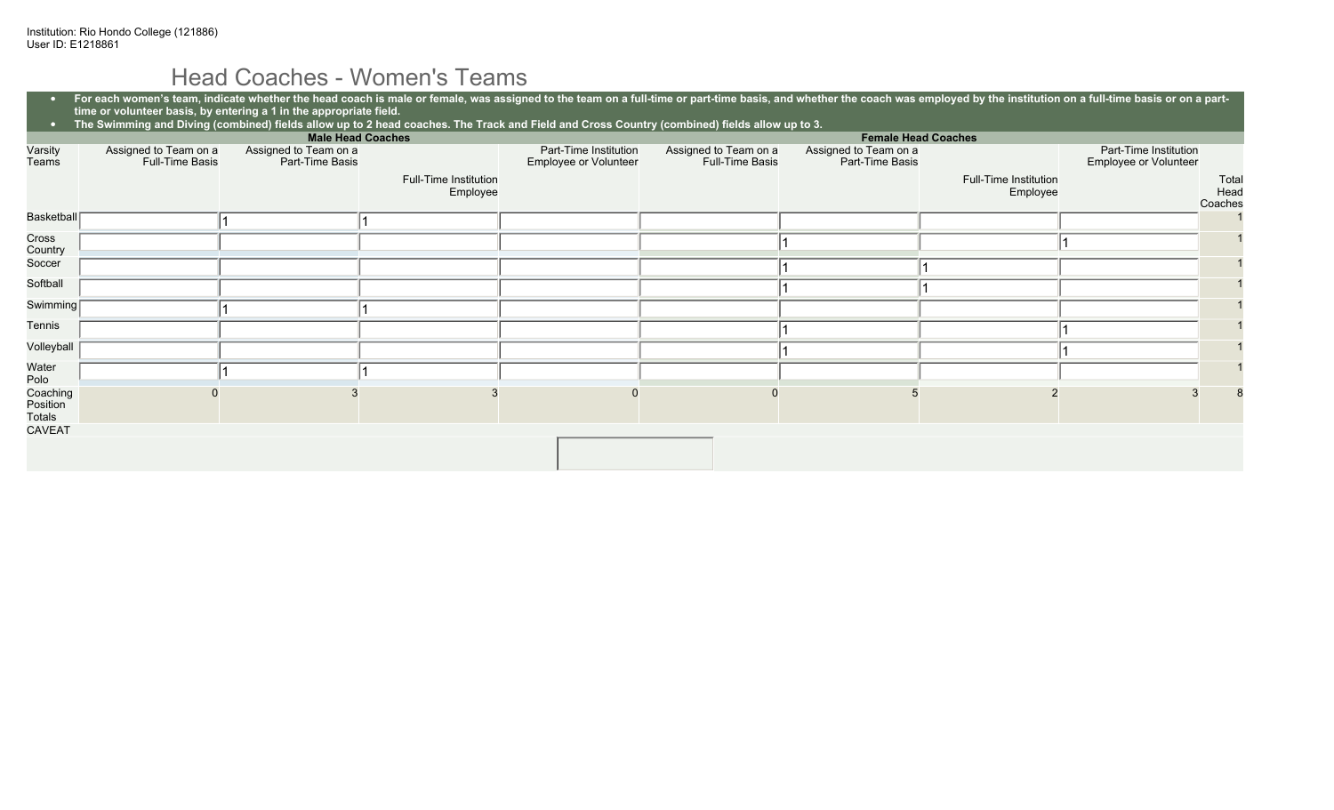Institution: Rio Hondo College (121886)
User ID: E1218861

# Head Coaches - Women's Teams

- **For each women's team, indicate whether the head coach is male or female, was assigned to the team on a full-time or part-time basis, and whether the coach was employed by the institution on a full-time basis or on a part-time or volunteer basis, by entering a 1 in the appropriate field.**
- **The Swimming and Diving (combined) fields allow up to 2 head coaches. The Track and Field and Cross Country (combined) fields allow up to 3.**

| | Male Head Coaches | | | | Female Head Coaches | | | | |
|---|---|---|---|---|---|---|---|---|---|
| Varsity Teams | Assigned to Team on a Full-Time Basis | Assigned to Team on a Part-Time Basis | Full-Time Institution Employee | Part-Time Institution Employee or Volunteer | Assigned to Team on a Full-Time Basis | Assigned to Team on a Part-Time Basis | Full-Time Institution Employee | Part-Time Institution Employee or Volunteer | Total Head Coaches |
| Basketball | | 1 | 1 | | | | | | 1 |
| Cross Country | | | | | | 1 | | 1 | 1 |
| Soccer | | | | | | 1 | 1 | | 1 |
| Softball | | | | | | 1 | 1 | | 1 |
| Swimming | | 1 | 1 | | | | | | 1 |
| Tennis | | | | | | 1 | | 1 | 1 |
| Volleyball | | | | | | 1 | | 1 | 1 |
| Water Polo | | 1 | 1 | | | | | | 1 |
| Coaching Position Totals | 0 | 3 | 3 | 0 | 0 | 5 | 2 | 3 | 8 |

CAVEAT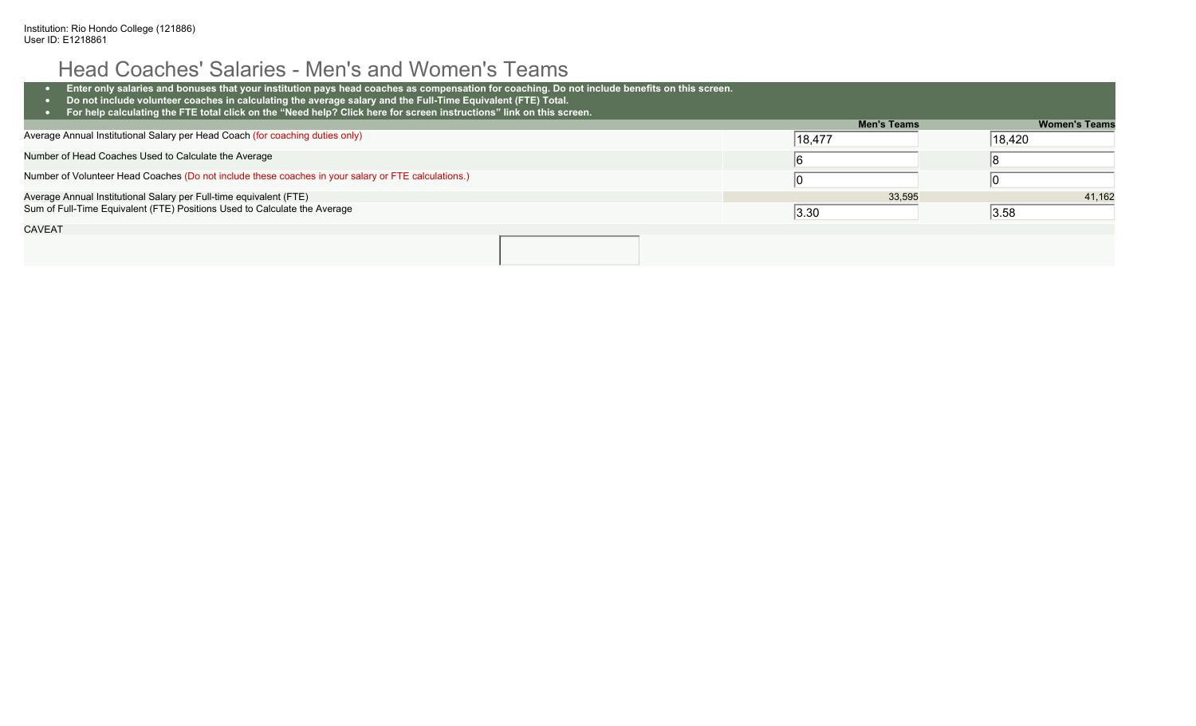Institution: Rio Hondo College (121886)
User ID: E1218861

# Head Coaches' Salaries - Men's and Women's Teams

- **Enter only salaries and bonuses that your institution pays head coaches as compensation for coaching. Do not include benefits on this screen.**
- **Do not include volunteer coaches in calculating the average salary and the Full-Time Equivalent (FTE) Total.**
- **For help calculating the FTE total click on the "Need help? Click here for screen instructions" link on this screen.**

| | Men's Teams | Women's Teams |
|---|---|---|
| Average Annual Institutional Salary per Head Coach (for coaching duties only) | 18,477 | 18,420 |
| Number of Head Coaches Used to Calculate the Average | 6 | 8 |
| Number of Volunteer Head Coaches (Do not include these coaches in your salary or FTE calculations.) | 0 | 0 |
| Average Annual Institutional Salary per Full-time equivalent (FTE) | 33,595 | 41,162 |
| Sum of Full-Time Equivalent (FTE) Positions Used to Calculate the Average | 3.30 | 3.58 |

CAVEAT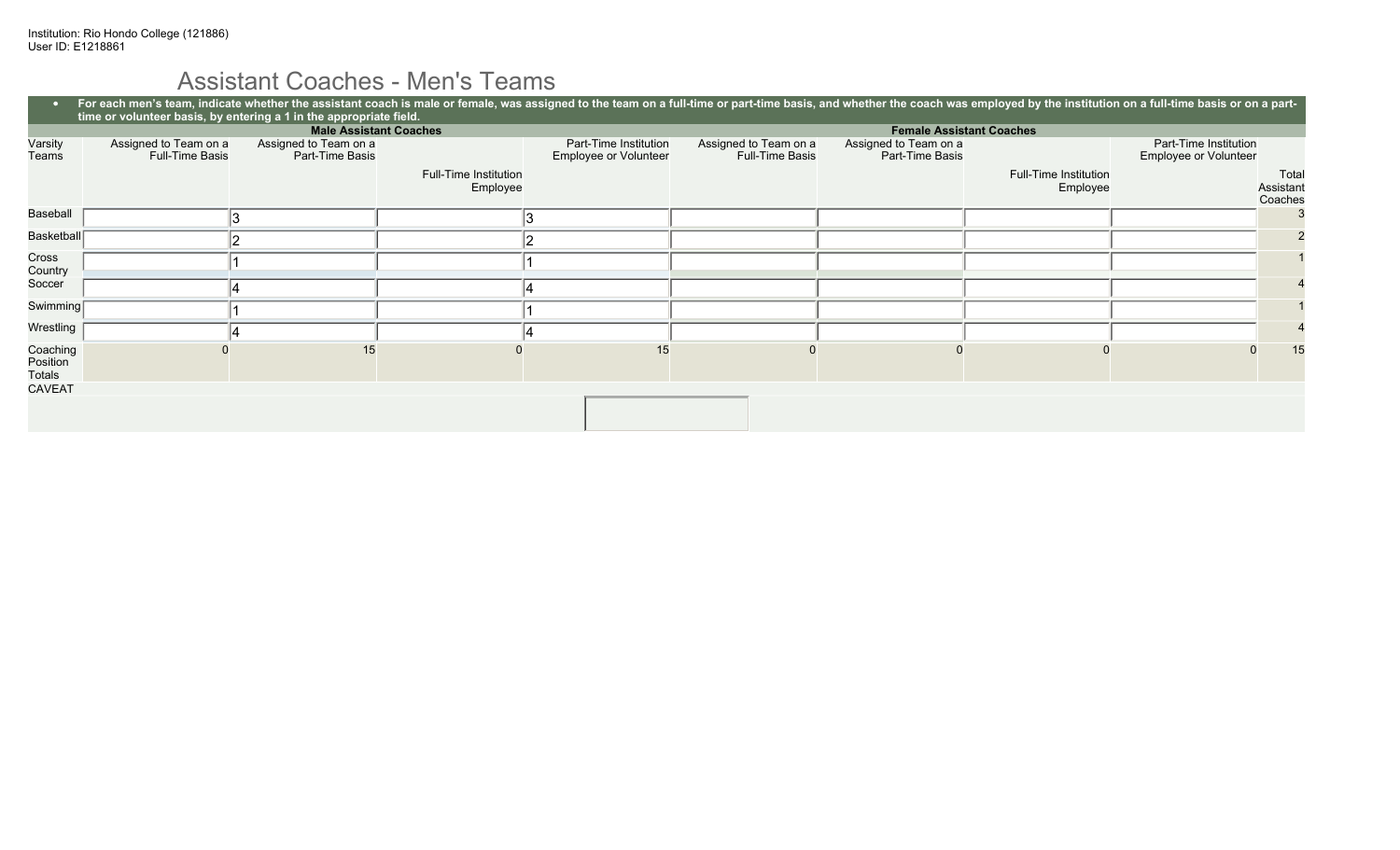Institution: Rio Hondo College (121886)
User ID: E1218861

# Assistant Coaches - Men's Teams

- **For each men's team, indicate whether the assistant coach is male or female, was assigned to the team on a full-time or part-time basis, and whether the coach was employed by the institution on a full-time basis or on a part-time or volunteer basis, by entering a 1 in the appropriate field.**

| Varsity Teams | Male Assistant Coaches | | | | Female Assistant Coaches | | | | |
|---|---|---|---|---|---|---|---|---|---|
| | Assigned to Team on a Full-Time Basis | Assigned to Team on a Part-Time Basis | Full-Time Institution Employee | Part-Time Institution Employee or Volunteer | Assigned to Team on a Full-Time Basis | Assigned to Team on a Part-Time Basis | Full-Time Institution Employee | Part-Time Institution Employee or Volunteer | Total Assistant Coaches |
| Baseball | | 3 | | 3 | | | | | 3 |
| Basketball | | 2 | | 2 | | | | | 2 |
| Cross Country | | 1 | | 1 | | | | | 1 |
| Soccer | | 4 | | 4 | | | | | 4 |
| Swimming | | 1 | | 1 | | | | | 1 |
| Wrestling | | 4 | | 4 | | | | | 4 |
| Coaching Position Totals | 0 | 15 | 0 | 15 | 0 | 0 | 0 | 0 | 15 |

CAVEAT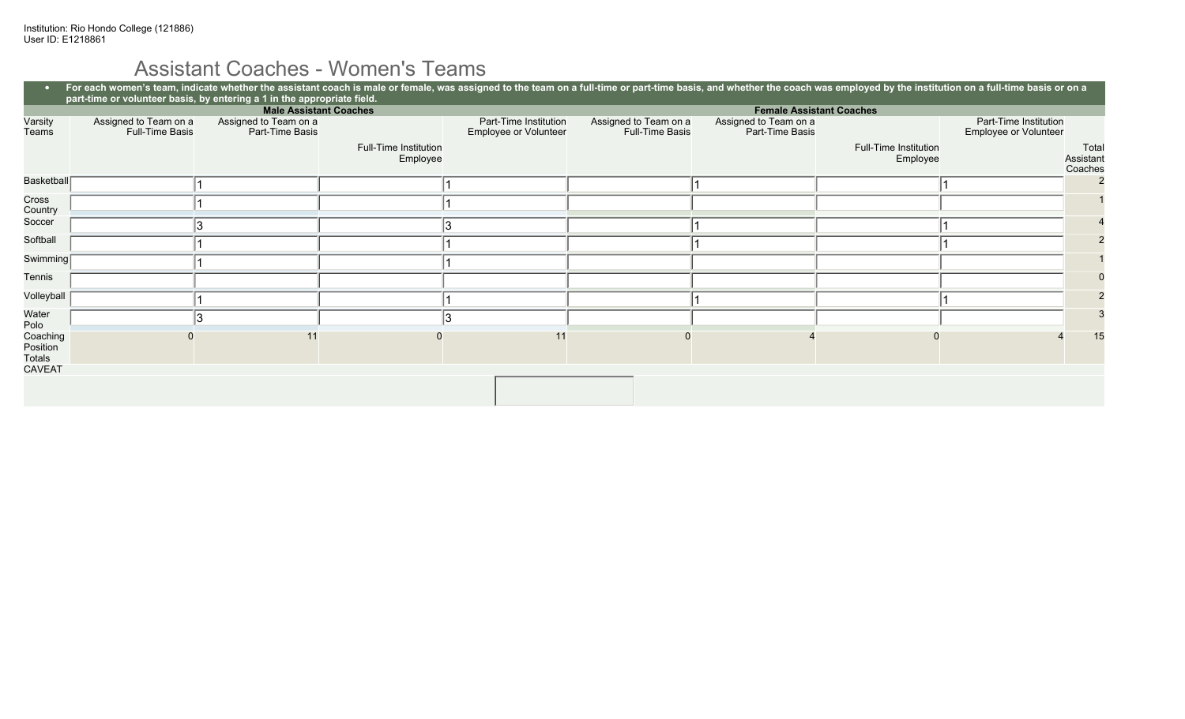Institution: Rio Hondo College (121886)
User ID: E1218861

# Assistant Coaches - Women's Teams

- **For each women's team, indicate whether the assistant coach is male or female, was assigned to the team on a full-time or part-time basis, and whether the coach was employed by the institution on a full-time basis or on a part-time or volunteer basis, by entering a 1 in the appropriate field.**

| | Male Assistant Coaches | | | | Female Assistant Coaches | | | | |
|---|---|---|---|---|---|---|---|---|---|
| Varsity Teams | Assigned to Team on a Full-Time Basis | Assigned to Team on a Part-Time Basis | Full-Time Institution Employee | Part-Time Institution Employee or Volunteer | Assigned to Team on a Full-Time Basis | Assigned to Team on a Part-Time Basis | Full-Time Institution Employee | Part-Time Institution Employee or Volunteer | Total Assistant Coaches |
| Basketball | | 1 | | 1 | | 1 | | 1 | 2 |
| Cross Country | | 1 | | 1 | | | | | 1 |
| Soccer | | 3 | | 3 | | 1 | | 1 | 4 |
| Softball | | 1 | | 1 | | 1 | | 1 | 2 |
| Swimming | | 1 | | 1 | | | | | 1 |
| Tennis | | | | | | | | | 0 |
| Volleyball | | 1 | | 1 | | 1 | | 1 | 2 |
| Water Polo | | 3 | | 3 | | | | | 3 |
| Coaching Position Totals | 0 | 11 | 0 | 11 | 0 | 4 | 0 | 4 | 15 |

CAVEAT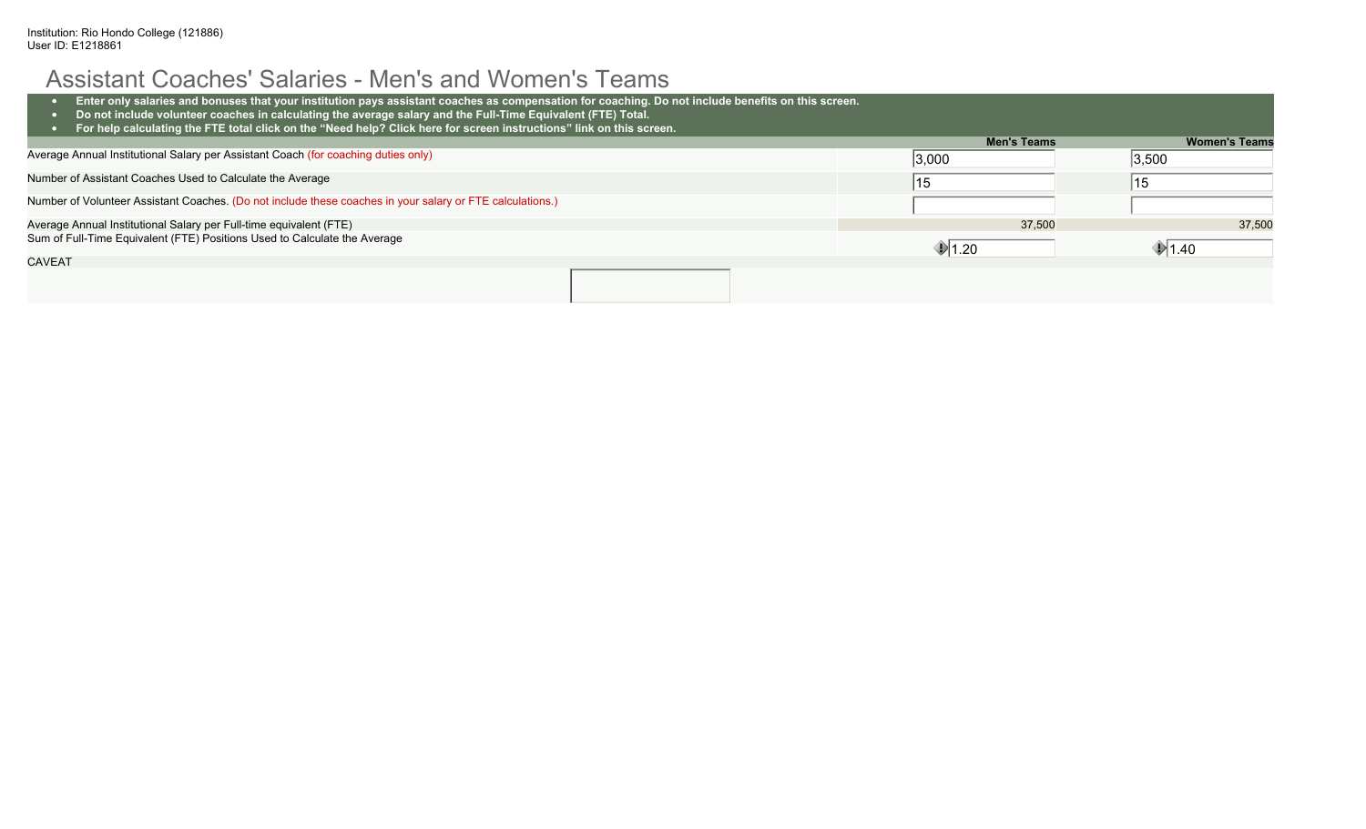Institution: Rio Hondo College (121886)
User ID: E1218861

# Assistant Coaches' Salaries - Men's and Women's Teams

- **Enter only salaries and bonuses that your institution pays assistant coaches as compensation for coaching. Do not include benefits on this screen.**
- **Do not include volunteer coaches in calculating the average salary and the Full-Time Equivalent (FTE) Total.**
- **For help calculating the FTE total click on the "Need help? Click here for screen instructions" link on this screen.**

| | Men's Teams | Women's Teams |
|---|---|---|
| Average Annual Institutional Salary per Assistant Coach (for coaching duties only) | 3,000 | 3,500 |
| Number of Assistant Coaches Used to Calculate the Average | 15 | 15 |
| Number of Volunteer Assistant Coaches. (Do not include these coaches in your salary or FTE calculations.) | | |
| Average Annual Institutional Salary per Full-time equivalent (FTE) | 37,500 | 37,500 |
| Sum of Full-Time Equivalent (FTE) Positions Used to Calculate the Average | 1.20 | 1.40 |

CAVEAT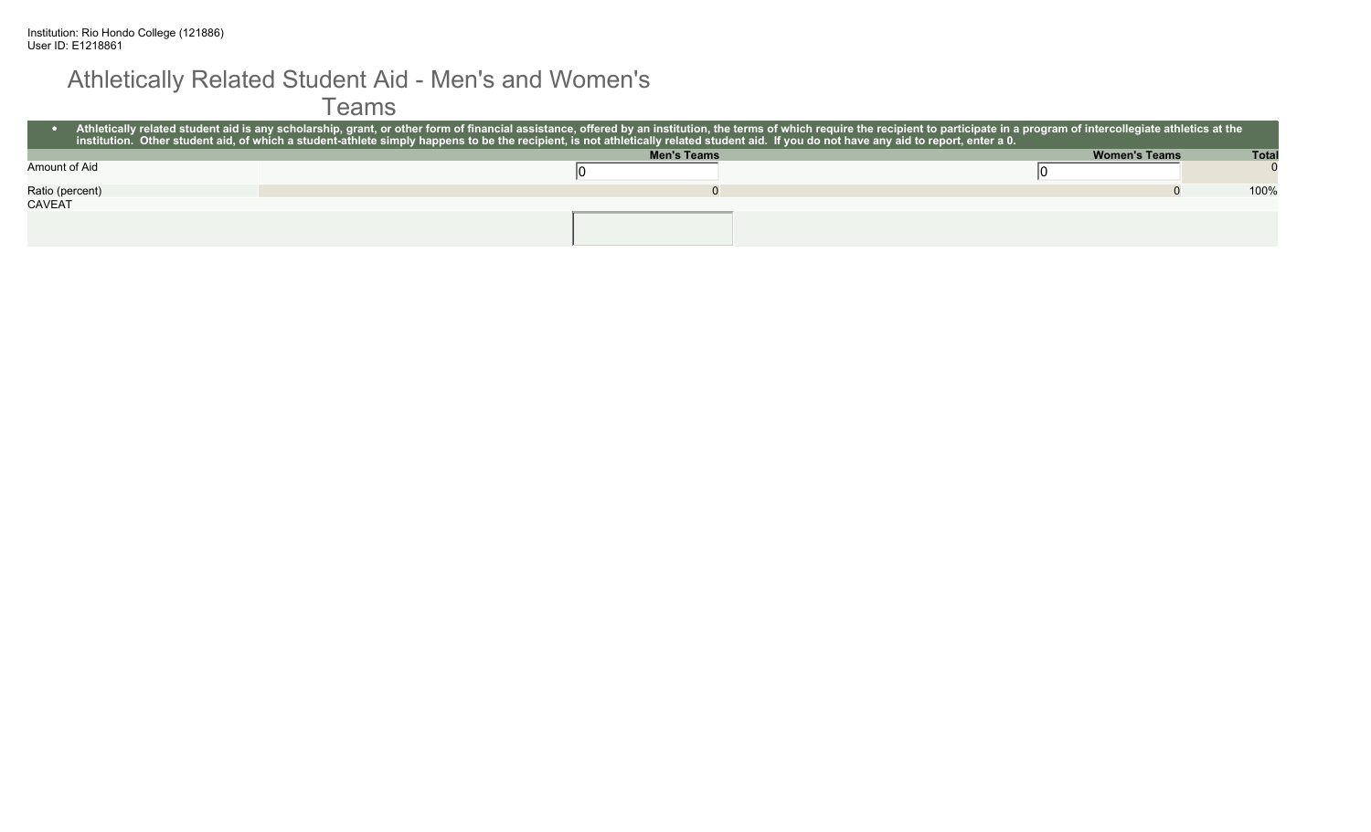Institution: Rio Hondo College (121886)
User ID: E1218861

# Athletically Related Student Aid - Men's and Women's Teams

- **Athletically related student aid is any scholarship, grant, or other form of financial assistance, offered by an institution, the terms of which require the recipient to participate in a program of intercollegiate athletics at the institution. Other student aid, of which a student-athlete simply happens to be the recipient, is not athletically related student aid. If you do not have any aid to report, enter a 0.**

| | Men's Teams | Women's Teams | Total |
|---|---|---|---|
| Amount of Aid | 0 | 0 | 0 |
| Ratio (percent) | 0 | 0 | 100% |

CAVEAT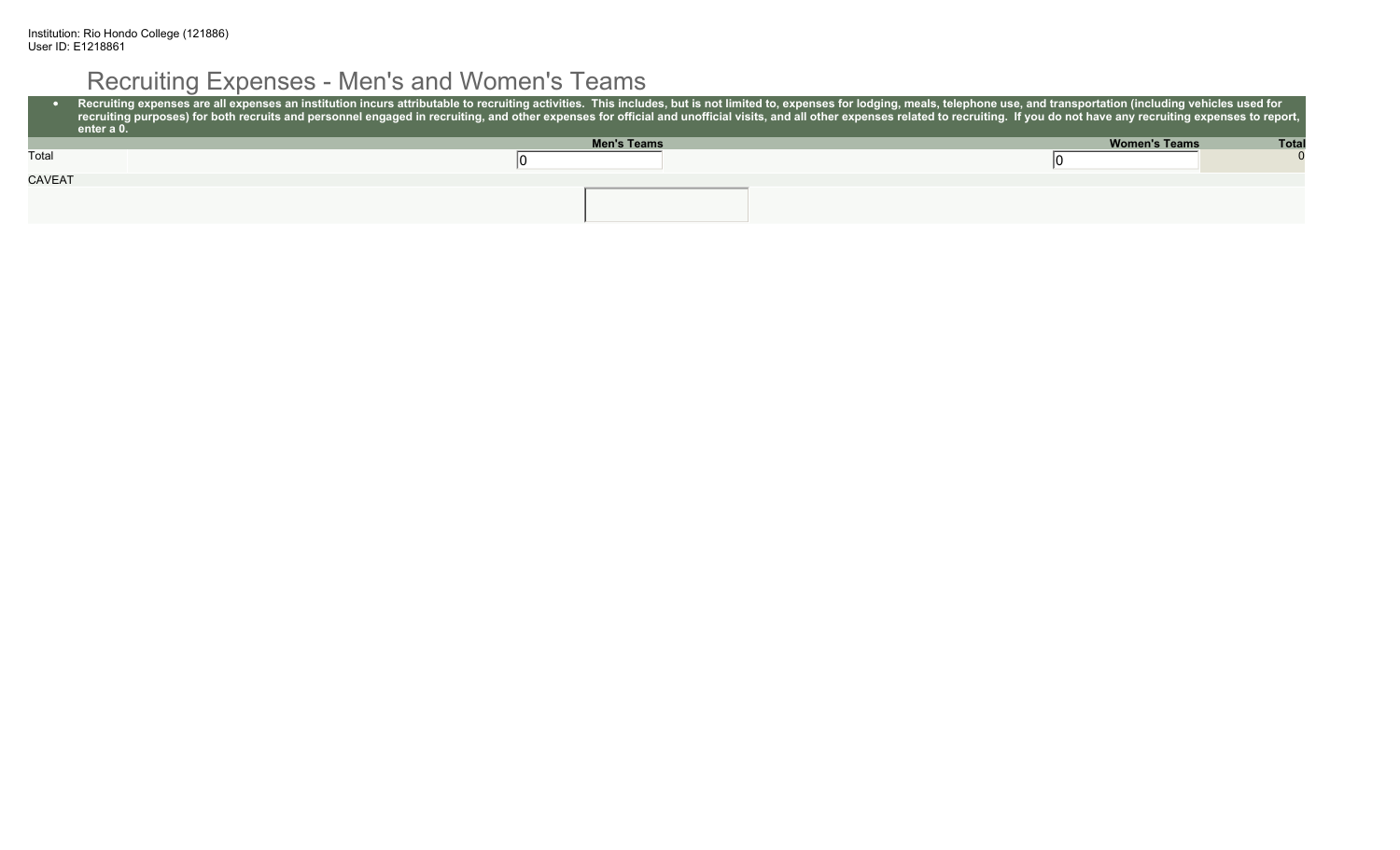Institution: Rio Hondo College (121886)
User ID: E1218861

# Recruiting Expenses - Men's and Women's Teams

- **Recruiting expenses are all expenses an institution incurs attributable to recruiting activities. This includes, but is not limited to, expenses for lodging, meals, telephone use, and transportation (including vehicles used for recruiting purposes) for both recruits and personnel engaged in recruiting, and other expenses for official and unofficial visits, and all other expenses related to recruiting. If you do not have any recruiting expenses to report, enter a 0.**

| | Men's Teams | Women's Teams | Total |
|---|---|---|---|
| Total | 0 | 0 | 0 |

CAVEAT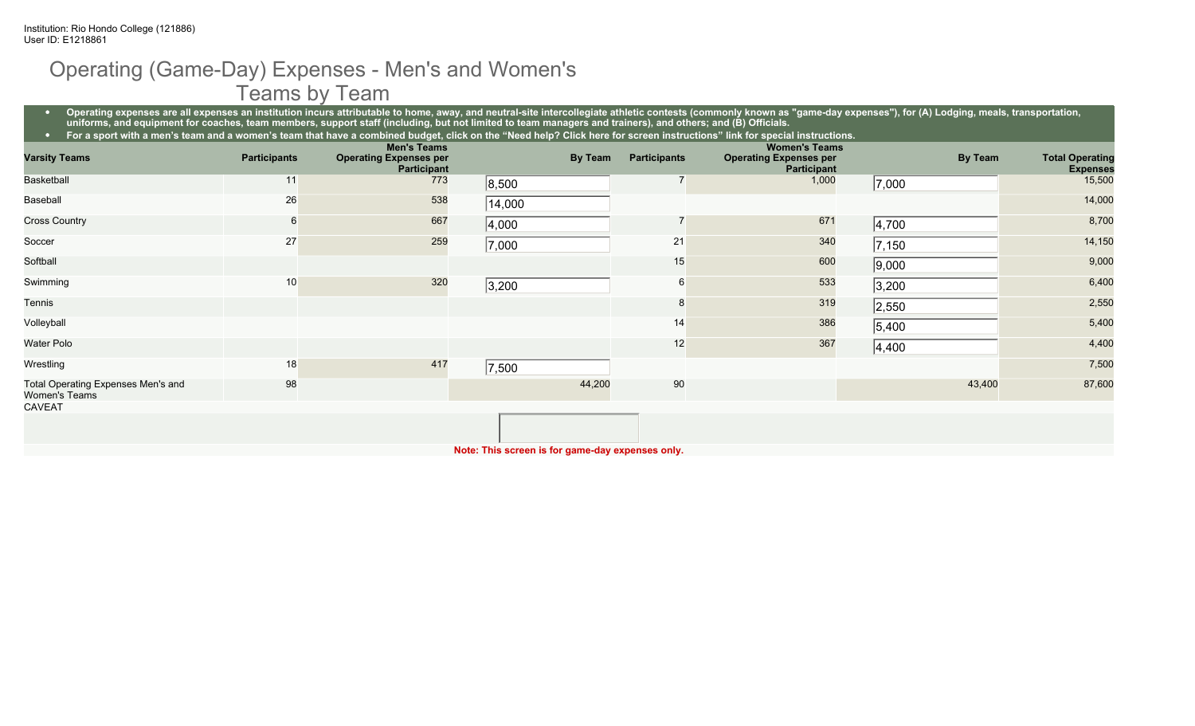Institution: Rio Hondo College (121886)
User ID: E1218861

# Operating (Game-Day) Expenses - Men's and Women's Teams by Team

- Operating expenses are all expenses an institution incurs attributable to home, away, and neutral-site intercollegiate athletic contests (commonly known as "game-day expenses"), for (A) Lodging, meals, transportation, uniforms, and equipment for coaches, team members, support staff (including, but not limited to team managers and trainers), and others; and (B) Officials.
- For a sport with a men's team and a women's team that have a combined budget, click on the "Need help? Click here for screen instructions" link for special instructions.

| Varsity Teams | Men's Teams | | | Women's Teams | | | Total Operating Expenses |
|---|---|---|---|---|---|---|---|
| | Participants | Operating Expenses per Participant | By Team | Participants | Operating Expenses per Participant | By Team | |
| Basketball | 11 | 773 | 8,500 | 7 | 1,000 | 7,000 | 15,500 |
| Baseball | 26 | 538 | 14,000 | | | | 14,000 |
| Cross Country | 6 | 667 | 4,000 | 7 | 671 | 4,700 | 8,700 |
| Soccer | 27 | 259 | 7,000 | 21 | 340 | 7,150 | 14,150 |
| Softball | | | | 15 | 600 | 9,000 | 9,000 |
| Swimming | 10 | 320 | 3,200 | 6 | 533 | 3,200 | 6,400 |
| Tennis | | | | 8 | 319 | 2,550 | 2,550 |
| Volleyball | | | | 14 | 386 | 5,400 | 5,400 |
| Water Polo | | | | 12 | 367 | 4,400 | 4,400 |
| Wrestling | 18 | 417 | 7,500 | | | | 7,500 |
| Total Operating Expenses Men's and Women's Teams | 98 | | 44,200 | 90 | | 43,400 | 87,600 |

CAVEAT

**Note: This screen is for game-day expenses only.**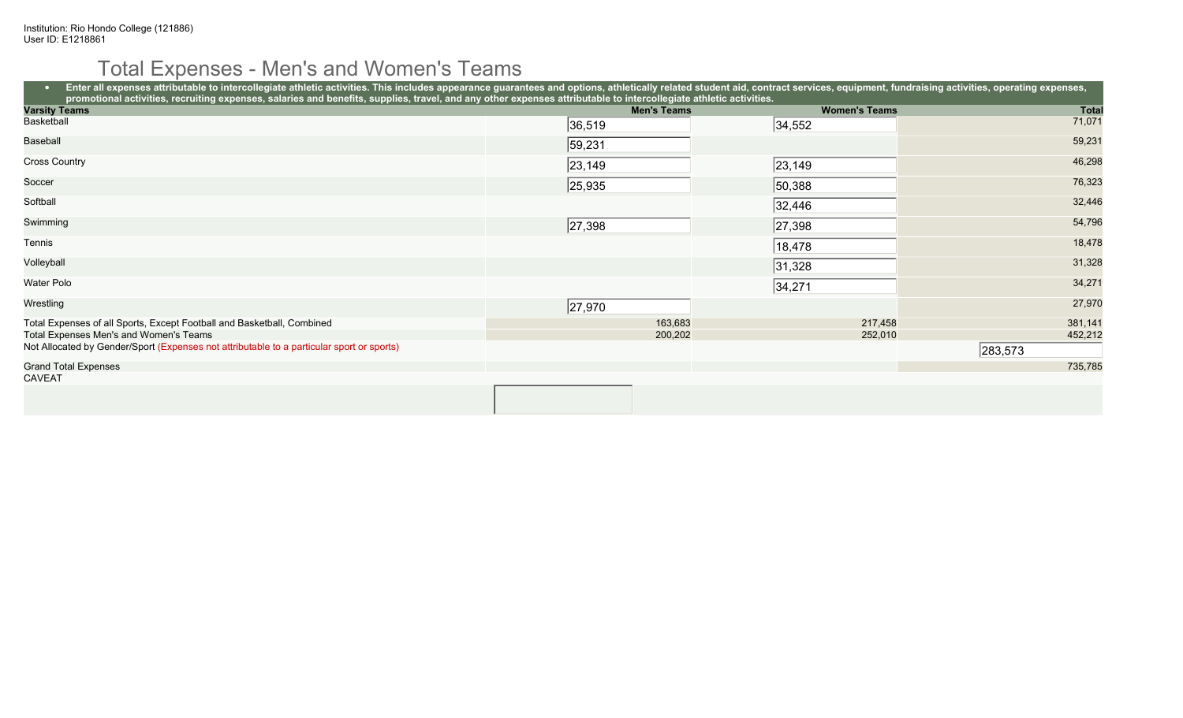Institution: Rio Hondo College (121886)
User ID: E1218861

# Total Expenses - Men's and Women's Teams

- **Enter all expenses attributable to intercollegiate athletic activities. This includes appearance guarantees and options, athletically related student aid, contract services, equipment, fundraising activities, operating expenses, promotional activities, recruiting expenses, salaries and benefits, supplies, travel, and any other expenses attributable to intercollegiate athletic activities.**

| Varsity Teams | Men's Teams | Women's Teams | Total |
|---|---|---|---|
| Basketball | 36,519 | 34,552 | 71,071 |
| Baseball | 59,231 | | 59,231 |
| Cross Country | 23,149 | 23,149 | 46,298 |
| Soccer | 25,935 | 50,388 | 76,323 |
| Softball | | 32,446 | 32,446 |
| Swimming | 27,398 | 27,398 | 54,796 |
| Tennis | | 18,478 | 18,478 |
| Volleyball | | 31,328 | 31,328 |
| Water Polo | | 34,271 | 34,271 |
| Wrestling | 27,970 | | 27,970 |
| Total Expenses of all Sports, Except Football and Basketball, Combined | 163,683 | 217,458 | 381,141 |
| Total Expenses Men's and Women's Teams | 200,202 | 252,010 | 452,212 |
| Not Allocated by Gender/Sport (Expenses not attributable to a particular sport or sports) | | | 283,573 |
| Grand Total Expenses | | | 735,785 |

CAVEAT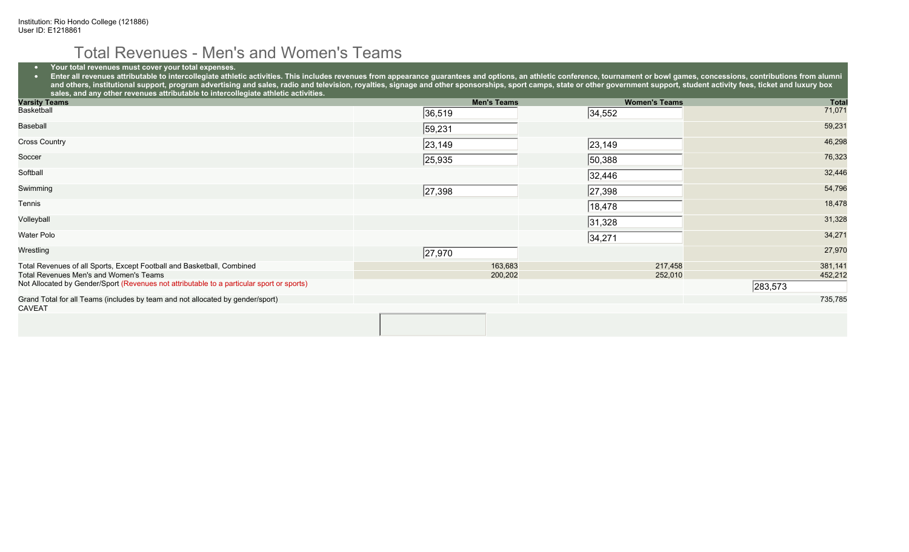Institution: Rio Hondo College (121886)
User ID: E1218861

# Total Revenues - Men's and Women's Teams

- **Your total revenues must cover your total expenses.**
- **Enter all revenues attributable to intercollegiate athletic activities. This includes revenues from appearance guarantees and options, an athletic conference, tournament or bowl games, concessions, contributions from alumni and others, institutional support, program advertising and sales, radio and television, royalties, signage and other sponsorships, sport camps, state or other government support, student activity fees, ticket and luxury box sales, and any other revenues attributable to intercollegiate athletic activities.**

| Varsity Teams | Men's Teams | Women's Teams | Total |
|---|---|---|---|
| Basketball | 36,519 | 34,552 | 71,071 |
| Baseball | 59,231 | | 59,231 |
| Cross Country | 23,149 | 23,149 | 46,298 |
| Soccer | 25,935 | 50,388 | 76,323 |
| Softball | | 32,446 | 32,446 |
| Swimming | 27,398 | 27,398 | 54,796 |
| Tennis | | 18,478 | 18,478 |
| Volleyball | | 31,328 | 31,328 |
| Water Polo | | 34,271 | 34,271 |
| Wrestling | 27,970 | | 27,970 |
| Total Revenues of all Sports, Except Football and Basketball, Combined | 163,683 | 217,458 | 381,141 |
| Total Revenues Men's and Women's Teams | 200,202 | 252,010 | 452,212 |
| Not Allocated by Gender/Sport (Revenues not attributable to a particular sport or sports) | | | 283,573 |
| Grand Total for all Teams (includes by team and not allocated by gender/sport) | | | 735,785 |

CAVEAT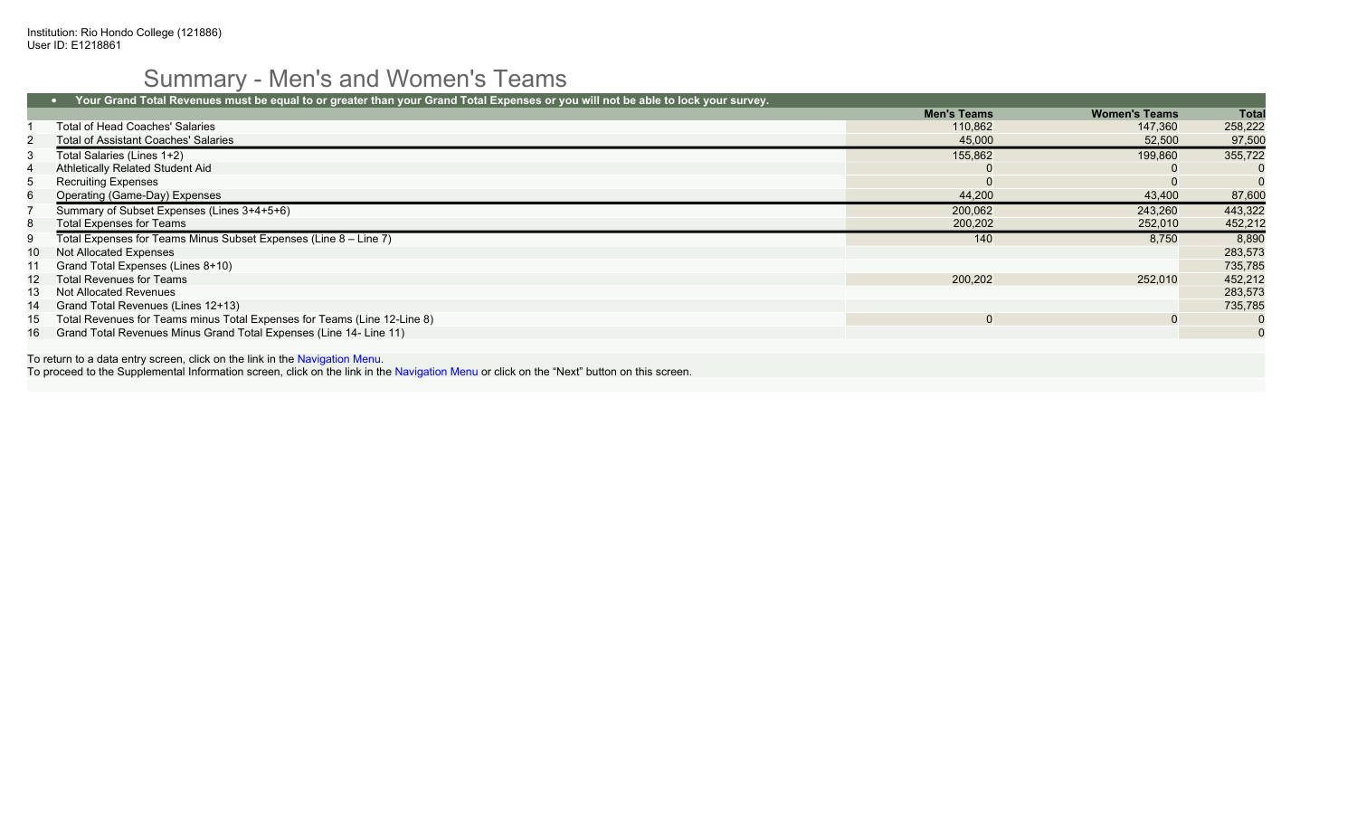Institution: Rio Hondo College (121886)
User ID: E1218861

# Summary - Men's and Women's Teams

- **Your Grand Total Revenues must be equal to or greater than your Grand Total Expenses or you will not be able to lock your survey.**

| | | Men's Teams | Women's Teams | Total |
|---|---|---|---|---|
| 1 | Total of Head Coaches' Salaries | 110,862 | 147,360 | 258,222 |
| 2 | Total of Assistant Coaches' Salaries | 45,000 | 52,500 | 97,500 |
| 3 | Total Salaries (Lines 1+2) | 155,862 | 199,860 | 355,722 |
| 4 | Athletically Related Student Aid | 0 | 0 | 0 |
| 5 | Recruiting Expenses | 0 | 0 | 0 |
| 6 | Operating (Game-Day) Expenses | 44,200 | 43,400 | 87,600 |
| 7 | Summary of Subset Expenses (Lines 3+4+5+6) | 200,062 | 243,260 | 443,322 |
| 8 | Total Expenses for Teams | 200,202 | 252,010 | 452,212 |
| 9 | Total Expenses for Teams Minus Subset Expenses (Line 8 – Line 7) | 140 | 8,750 | 8,890 |
| 10 | Not Allocated Expenses | | | 283,573 |
| 11 | Grand Total Expenses (Lines 8+10) | | | 735,785 |
| 12 | Total Revenues for Teams | 200,202 | 252,010 | 452,212 |
| 13 | Not Allocated Revenues | | | 283,573 |
| 14 | Grand Total Revenues (Lines 12+13) | | | 735,785 |
| 15 | Total Revenues for Teams minus Total Expenses for Teams (Line 12-Line 8) | 0 | 0 | 0 |
| 16 | Grand Total Revenues Minus Grand Total Expenses (Line 14- Line 11) | | | 0 |

To return to a data entry screen, click on the link in the Navigation Menu.
To proceed to the Supplemental Information screen, click on the link in the Navigation Menu or click on the "Next" button on this screen.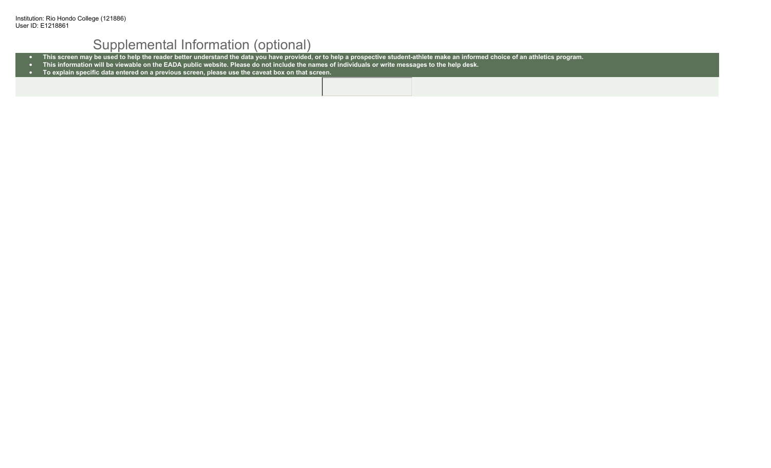Institution: Rio Hondo College (121886)
User ID: E1218861

# Supplemental Information (optional)

- **This screen may be used to help the reader better understand the data you have provided, or to help a prospective student-athlete make an informed choice of an athletics program.**
- **This information will be viewable on the EADA public website. Please do not include the names of individuals or write messages to the help desk.**
- **To explain specific data entered on a previous screen, please use the caveat box on that screen.**